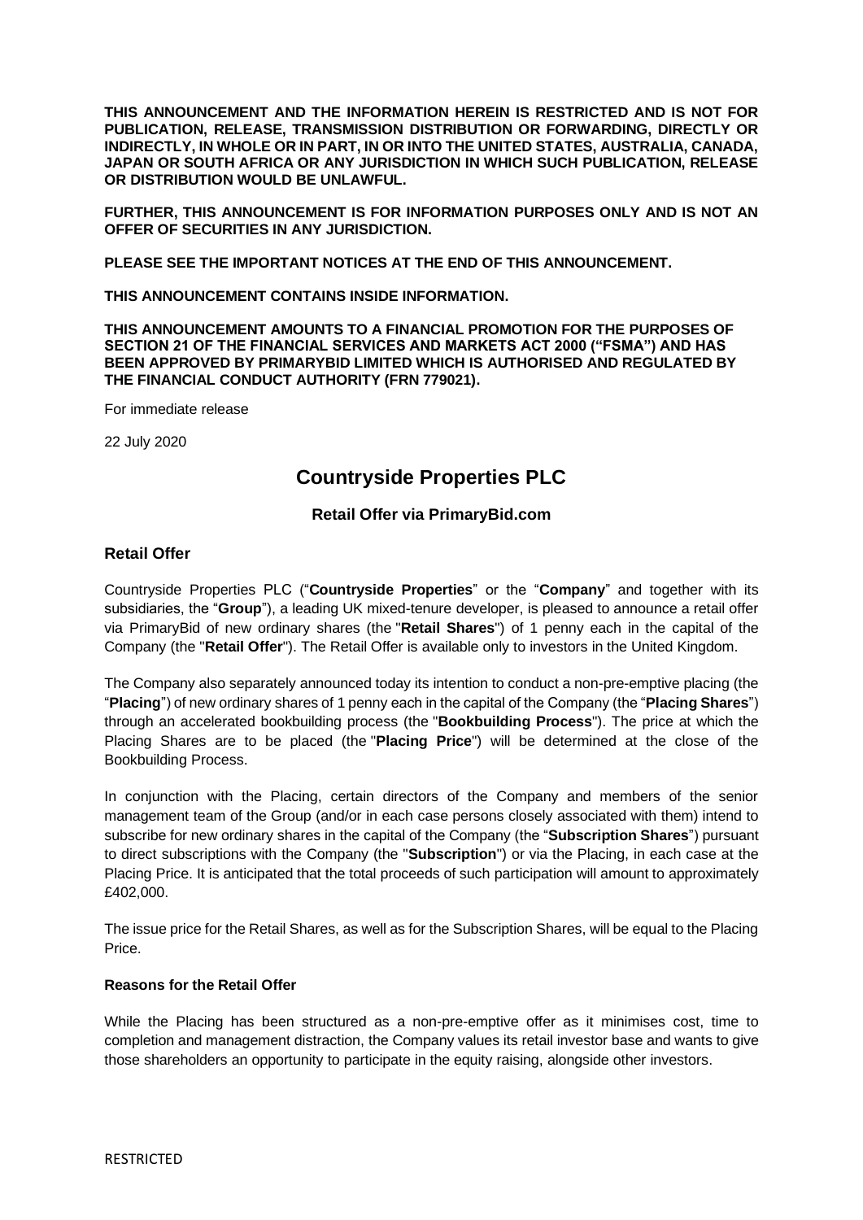**THIS ANNOUNCEMENT AND THE INFORMATION HEREIN IS RESTRICTED AND IS NOT FOR PUBLICATION, RELEASE, TRANSMISSION DISTRIBUTION OR FORWARDING, DIRECTLY OR INDIRECTLY, IN WHOLE OR IN PART, IN OR INTO THE UNITED STATES, AUSTRALIA, CANADA, JAPAN OR SOUTH AFRICA OR ANY JURISDICTION IN WHICH SUCH PUBLICATION, RELEASE OR DISTRIBUTION WOULD BE UNLAWFUL.**

**FURTHER, THIS ANNOUNCEMENT IS FOR INFORMATION PURPOSES ONLY AND IS NOT AN OFFER OF SECURITIES IN ANY JURISDICTION.**

**PLEASE SEE THE IMPORTANT NOTICES AT THE END OF THIS ANNOUNCEMENT.**

**THIS ANNOUNCEMENT CONTAINS INSIDE INFORMATION.**

**THIS ANNOUNCEMENT AMOUNTS TO A FINANCIAL PROMOTION FOR THE PURPOSES OF SECTION 21 OF THE FINANCIAL SERVICES AND MARKETS ACT 2000 ("FSMA") AND HAS BEEN APPROVED BY PRIMARYBID LIMITED WHICH IS AUTHORISED AND REGULATED BY THE FINANCIAL CONDUCT AUTHORITY (FRN 779021).**

For immediate release

22 July 2020

# Countryside Properties PLC

### Retail Offer via PrimaryBid.com

## Retail Offer

Countryside Properties PLC ("**Countryside Properties**" or the "**Company**" and together with its subsidiaries, the "**Group**"), a leading UK mixed-tenure developer, is pleased to announce a retail offer via PrimaryBid of new ordinary shares (the "**Retail Shares**") of 1 penny each in the capital of the Company (the "**Retail Offer**"). The Retail Offer is available only to investors in the United Kingdom.

The Company also separately announced today its intention to conduct a non-pre-emptive placing (the "**Placing**") of new ordinary shares of 1 penny each in the capital of the Company (the "**Placing Shares**") through an accelerated bookbuilding process (the "**Bookbuilding Process**"). The price at which the Placing Shares are to be placed (the "**Placing Price**") will be determined at the close of the Bookbuilding Process.

In conjunction with the Placing, certain directors of the Company and members of the senior management team of the Group (and/or in each case persons closely associated with them) intend to subscribe for new ordinary shares in the capital of the Company (the "**Subscription Shares**") pursuant to direct subscriptions with the Company (the "**Subscription**") or via the Placing, in each case at the Placing Price. It is anticipated that the total proceeds of such participation will amount to approximately £402,000.

The issue price for the Retail Shares, as well as for the Subscription Shares, will be equal to the Placing Price.

**Reasons for the Retail Offer**

While the Placing has been structured as a non-pre-emptive offer as it minimises cost, time to completion and management distraction, the Company values its retail investor base and wants to give those shareholders an opportunity to participate in the equity raising, alongside other investors.

RESTRICTED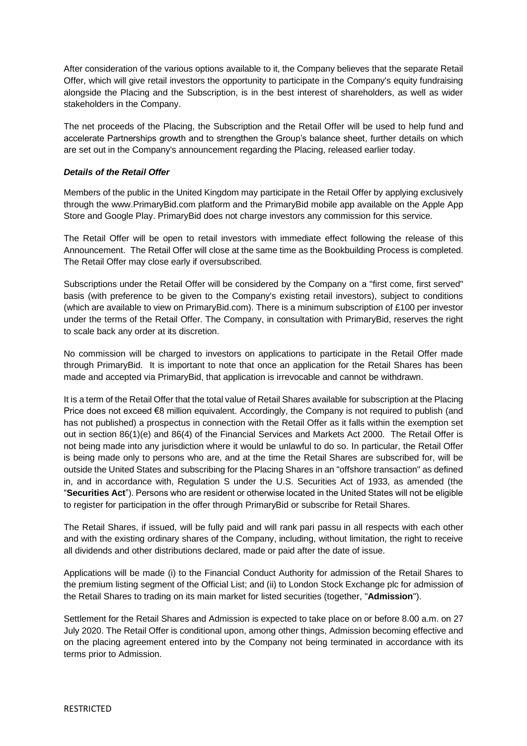After consideration of the various options available to it, the Company believes that the separate Retail Offer, which will give retail investors the opportunity to participate in the Company's equity fundraising alongside the Placing and the Subscription, is in the best interest of shareholders, as well as wider stakeholders in the Company.

The net proceeds of the Placing, the Subscription and the Retail Offer will be used to help fund and accelerate Partnerships growth and to strengthen the Group's balance sheet, further details on which are set out in the Company's announcement regarding the Placing, released earlier today.

***Details of the Retail Offer***

Members of the public in the United Kingdom may participate in the Retail Offer by applying exclusively through the www.PrimaryBid.com platform and the PrimaryBid mobile app available on the Apple App Store and Google Play. PrimaryBid does not charge investors any commission for this service.

The Retail Offer will be open to retail investors with immediate effect following the release of this Announcement. The Retail Offer will close at the same time as the Bookbuilding Process is completed. The Retail Offer may close early if oversubscribed.

Subscriptions under the Retail Offer will be considered by the Company on a "first come, first served" basis (with preference to be given to the Company's existing retail investors), subject to conditions (which are available to view on PrimaryBid.com). There is a minimum subscription of £100 per investor under the terms of the Retail Offer. The Company, in consultation with PrimaryBid, reserves the right to scale back any order at its discretion.

No commission will be charged to investors on applications to participate in the Retail Offer made through PrimaryBid. It is important to note that once an application for the Retail Shares has been made and accepted via PrimaryBid, that application is irrevocable and cannot be withdrawn.

It is a term of the Retail Offer that the total value of Retail Shares available for subscription at the Placing Price does not exceed €8 million equivalent. Accordingly, the Company is not required to publish (and has not published) a prospectus in connection with the Retail Offer as it falls within the exemption set out in section 86(1)(e) and 86(4) of the Financial Services and Markets Act 2000. The Retail Offer is not being made into any jurisdiction where it would be unlawful to do so. In particular, the Retail Offer is being made only to persons who are, and at the time the Retail Shares are subscribed for, will be outside the United States and subscribing for the Placing Shares in an "offshore transaction" as defined in, and in accordance with, Regulation S under the U.S. Securities Act of 1933, as amended (the "**Securities Act**"). Persons who are resident or otherwise located in the United States will not be eligible to register for participation in the offer through PrimaryBid or subscribe for Retail Shares.

The Retail Shares, if issued, will be fully paid and will rank pari passu in all respects with each other and with the existing ordinary shares of the Company, including, without limitation, the right to receive all dividends and other distributions declared, made or paid after the date of issue.

Applications will be made (i) to the Financial Conduct Authority for admission of the Retail Shares to the premium listing segment of the Official List; and (ii) to London Stock Exchange plc for admission of the Retail Shares to trading on its main market for listed securities (together, "**Admission**").

Settlement for the Retail Shares and Admission is expected to take place on or before 8.00 a.m. on 27 July 2020. The Retail Offer is conditional upon, among other things, Admission becoming effective and on the placing agreement entered into by the Company not being terminated in accordance with its terms prior to Admission.

RESTRICTED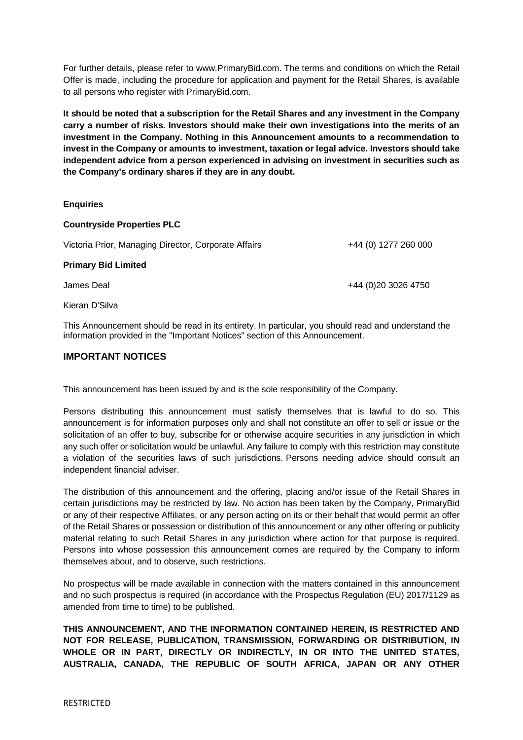For further details, please refer to www.PrimaryBid.com. The terms and conditions on which the Retail Offer is made, including the procedure for application and payment for the Retail Shares, is available to all persons who register with PrimaryBid.com.

**It should be noted that a subscription for the Retail Shares and any investment in the Company carry a number of risks. Investors should make their own investigations into the merits of an investment in the Company. Nothing in this Announcement amounts to a recommendation to invest in the Company or amounts to investment, taxation or legal advice. Investors should take independent advice from a person experienced in advising on investment in securities such as the Company's ordinary shares if they are in any doubt.**

**Enquiries**

**Countryside Properties PLC**

| | |
|---|---|
| Victoria Prior, Managing Director, Corporate Affairs | +44 (0) 1277 260 000 |

**Primary Bid Limited**

| | |
|---|---|
| James Deal | +44 (0)20 3026 4750 |
| Kieran D'Silva | |

This Announcement should be read in its entirety. In particular, you should read and understand the information provided in the "Important Notices" section of this Announcement.

## IMPORTANT NOTICES

This announcement has been issued by and is the sole responsibility of the Company.

Persons distributing this announcement must satisfy themselves that is lawful to do so. This announcement is for information purposes only and shall not constitute an offer to sell or issue or the solicitation of an offer to buy, subscribe for or otherwise acquire securities in any jurisdiction in which any such offer or solicitation would be unlawful. Any failure to comply with this restriction may constitute a violation of the securities laws of such jurisdictions. Persons needing advice should consult an independent financial adviser.

The distribution of this announcement and the offering, placing and/or issue of the Retail Shares in certain jurisdictions may be restricted by law. No action has been taken by the Company, PrimaryBid or any of their respective Affiliates, or any person acting on its or their behalf that would permit an offer of the Retail Shares or possession or distribution of this announcement or any other offering or publicity material relating to such Retail Shares in any jurisdiction where action for that purpose is required. Persons into whose possession this announcement comes are required by the Company to inform themselves about, and to observe, such restrictions.

No prospectus will be made available in connection with the matters contained in this announcement and no such prospectus is required (in accordance with the Prospectus Regulation (EU) 2017/1129 as amended from time to time) to be published.

**THIS ANNOUNCEMENT, AND THE INFORMATION CONTAINED HEREIN, IS RESTRICTED AND NOT FOR RELEASE, PUBLICATION, TRANSMISSION, FORWARDING OR DISTRIBUTION, IN WHOLE OR IN PART, DIRECTLY OR INDIRECTLY, IN OR INTO THE UNITED STATES, AUSTRALIA, CANADA, THE REPUBLIC OF SOUTH AFRICA, JAPAN OR ANY OTHER**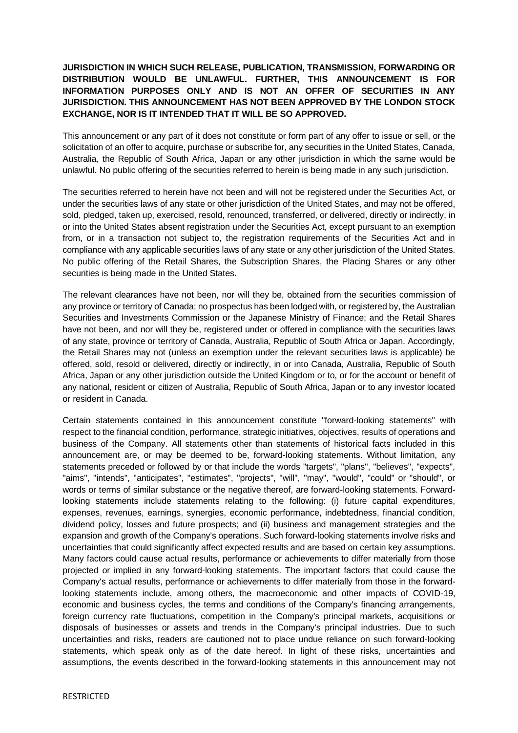**JURISDICTION IN WHICH SUCH RELEASE, PUBLICATION, TRANSMISSION, FORWARDING OR DISTRIBUTION WOULD BE UNLAWFUL. FURTHER, THIS ANNOUNCEMENT IS FOR INFORMATION PURPOSES ONLY AND IS NOT AN OFFER OF SECURITIES IN ANY JURISDICTION. THIS ANNOUNCEMENT HAS NOT BEEN APPROVED BY THE LONDON STOCK EXCHANGE, NOR IS IT INTENDED THAT IT WILL BE SO APPROVED.**

This announcement or any part of it does not constitute or form part of any offer to issue or sell, or the solicitation of an offer to acquire, purchase or subscribe for, any securities in the United States, Canada, Australia, the Republic of South Africa, Japan or any other jurisdiction in which the same would be unlawful. No public offering of the securities referred to herein is being made in any such jurisdiction.

The securities referred to herein have not been and will not be registered under the Securities Act, or under the securities laws of any state or other jurisdiction of the United States, and may not be offered, sold, pledged, taken up, exercised, resold, renounced, transferred, or delivered, directly or indirectly, in or into the United States absent registration under the Securities Act, except pursuant to an exemption from, or in a transaction not subject to, the registration requirements of the Securities Act and in compliance with any applicable securities laws of any state or any other jurisdiction of the United States. No public offering of the Retail Shares, the Subscription Shares, the Placing Shares or any other securities is being made in the United States.

The relevant clearances have not been, nor will they be, obtained from the securities commission of any province or territory of Canada; no prospectus has been lodged with, or registered by, the Australian Securities and Investments Commission or the Japanese Ministry of Finance; and the Retail Shares have not been, and nor will they be, registered under or offered in compliance with the securities laws of any state, province or territory of Canada, Australia, Republic of South Africa or Japan. Accordingly, the Retail Shares may not (unless an exemption under the relevant securities laws is applicable) be offered, sold, resold or delivered, directly or indirectly, in or into Canada, Australia, Republic of South Africa, Japan or any other jurisdiction outside the United Kingdom or to, or for the account or benefit of any national, resident or citizen of Australia, Republic of South Africa, Japan or to any investor located or resident in Canada.

Certain statements contained in this announcement constitute "forward-looking statements" with respect to the financial condition, performance, strategic initiatives, objectives, results of operations and business of the Company. All statements other than statements of historical facts included in this announcement are, or may be deemed to be, forward-looking statements. Without limitation, any statements preceded or followed by or that include the words "targets", "plans", "believes", "expects", "aims", "intends", "anticipates", "estimates", "projects", "will", "may", "would", "could" or "should", or words or terms of similar substance or the negative thereof, are forward-looking statements. Forward-looking statements include statements relating to the following: (i) future capital expenditures, expenses, revenues, earnings, synergies, economic performance, indebtedness, financial condition, dividend policy, losses and future prospects; and (ii) business and management strategies and the expansion and growth of the Company's operations. Such forward-looking statements involve risks and uncertainties that could significantly affect expected results and are based on certain key assumptions. Many factors could cause actual results, performance or achievements to differ materially from those projected or implied in any forward-looking statements. The important factors that could cause the Company's actual results, performance or achievements to differ materially from those in the forward-looking statements include, among others, the macroeconomic and other impacts of COVID-19, economic and business cycles, the terms and conditions of the Company's financing arrangements, foreign currency rate fluctuations, competition in the Company's principal markets, acquisitions or disposals of businesses or assets and trends in the Company's principal industries. Due to such uncertainties and risks, readers are cautioned not to place undue reliance on such forward-looking statements, which speak only as of the date hereof. In light of these risks, uncertainties and assumptions, the events described in the forward-looking statements in this announcement may not

RESTRICTED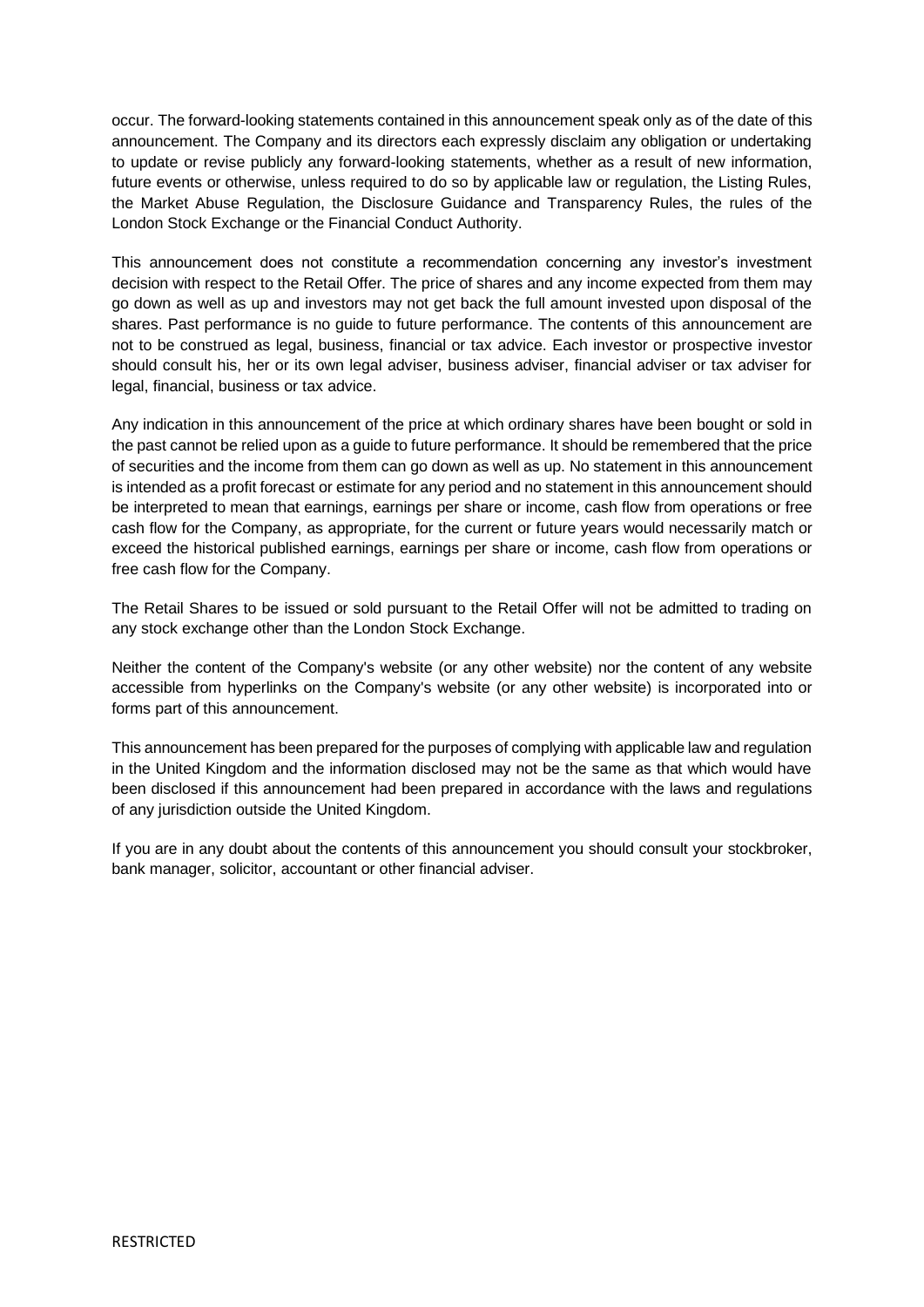occur. The forward-looking statements contained in this announcement speak only as of the date of this announcement. The Company and its directors each expressly disclaim any obligation or undertaking to update or revise publicly any forward-looking statements, whether as a result of new information, future events or otherwise, unless required to do so by applicable law or regulation, the Listing Rules, the Market Abuse Regulation, the Disclosure Guidance and Transparency Rules, the rules of the London Stock Exchange or the Financial Conduct Authority.

This announcement does not constitute a recommendation concerning any investor's investment decision with respect to the Retail Offer. The price of shares and any income expected from them may go down as well as up and investors may not get back the full amount invested upon disposal of the shares. Past performance is no guide to future performance. The contents of this announcement are not to be construed as legal, business, financial or tax advice. Each investor or prospective investor should consult his, her or its own legal adviser, business adviser, financial adviser or tax adviser for legal, financial, business or tax advice.

Any indication in this announcement of the price at which ordinary shares have been bought or sold in the past cannot be relied upon as a guide to future performance. It should be remembered that the price of securities and the income from them can go down as well as up. No statement in this announcement is intended as a profit forecast or estimate for any period and no statement in this announcement should be interpreted to mean that earnings, earnings per share or income, cash flow from operations or free cash flow for the Company, as appropriate, for the current or future years would necessarily match or exceed the historical published earnings, earnings per share or income, cash flow from operations or free cash flow for the Company.

The Retail Shares to be issued or sold pursuant to the Retail Offer will not be admitted to trading on any stock exchange other than the London Stock Exchange.

Neither the content of the Company's website (or any other website) nor the content of any website accessible from hyperlinks on the Company's website (or any other website) is incorporated into or forms part of this announcement.

This announcement has been prepared for the purposes of complying with applicable law and regulation in the United Kingdom and the information disclosed may not be the same as that which would have been disclosed if this announcement had been prepared in accordance with the laws and regulations of any jurisdiction outside the United Kingdom.

If you are in any doubt about the contents of this announcement you should consult your stockbroker, bank manager, solicitor, accountant or other financial adviser.

RESTRICTED